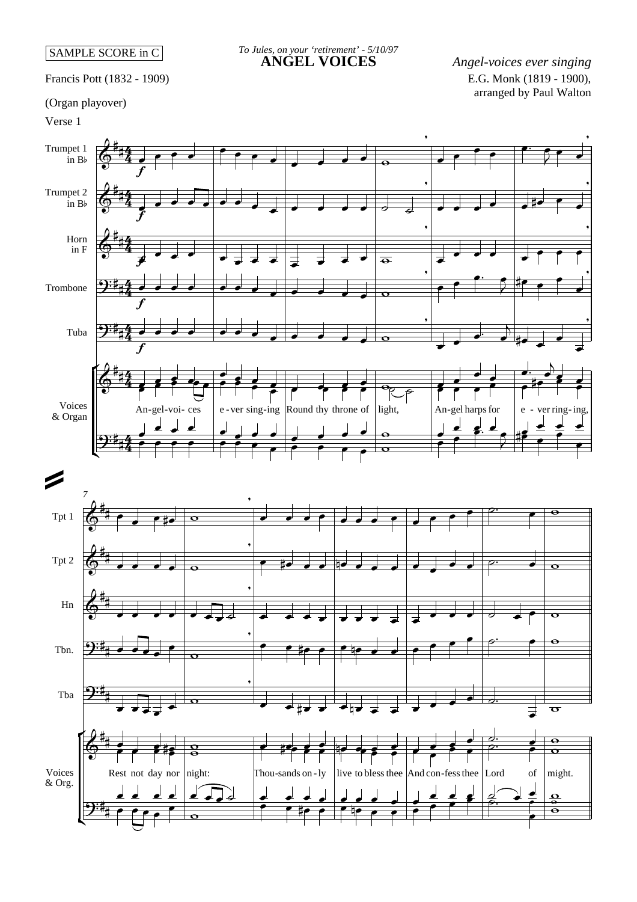SAMPLE SCORE in C

*To Jules, on your 'retirement' - 5/10/97*

# ANGEL VOICES

*Angel-voices ever singing*

Francis Pott (1832 - 1909)

E.G. Monk (1819 - 1900), arranged by Paul Walton

(Organ playover)

Verse 1

Trumpet 1 in B♭

Trumpet 2 in B♭

Horn in F

Trombone

Tuba

Voices & Organ

An-gel-voi- ces e-ver sing-ing Round thy throne of light, An-gel harps for e - ver ring-ing,

Tpt 1

Tpt 2

Hn

Tbn.

Tba

Voices & Org.

Rest not day nor night: Thou-sands on-ly live to bless thee And con-fess thee Lord of might.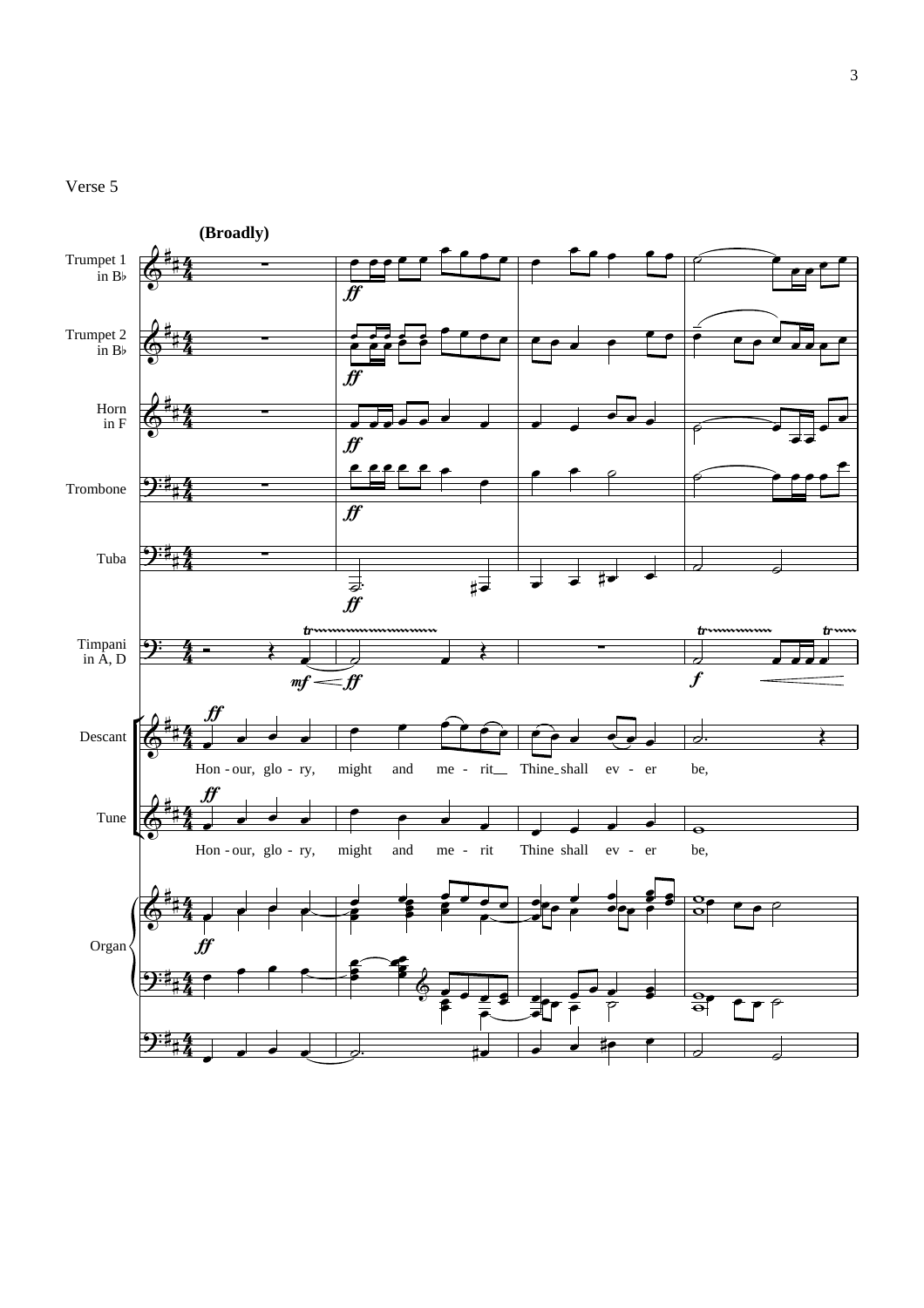Verse 5

**(Broadly)**

Trumpet 1 in B♭

Trumpet 2 in B♭

Horn in F

Trombone

Tuba

Timpani in A, D

Descant

Hon - our, glo - ry, might and me - rit Thine shall ev - er be,

Tune

Hon - our, glo - ry, might and me - rit Thine shall ev - er be,

Organ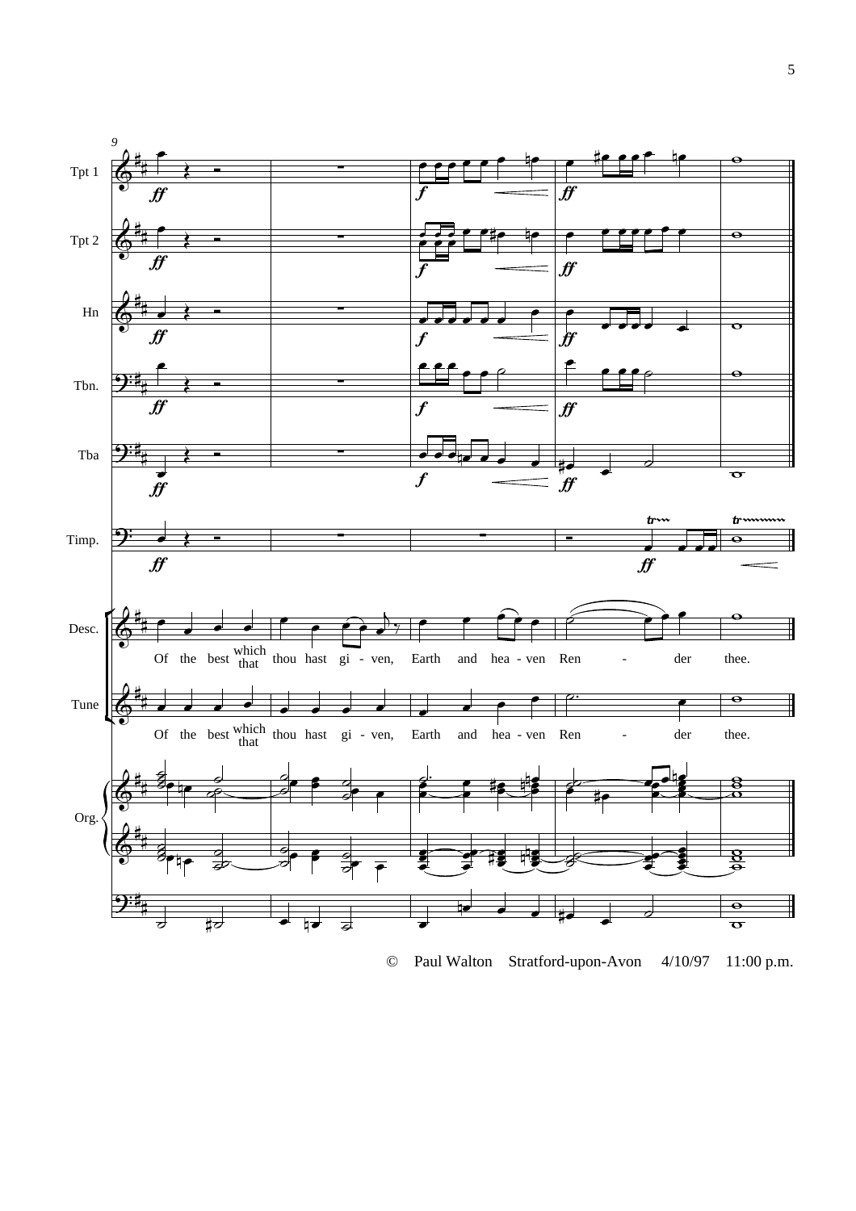Tpt 1

Tpt 2

Hn

Tbn.

Tba

Timp.

Desc.

Of the best which/that thou hast gi - ven, Earth and hea - ven Ren - der thee.

Tune

Of the best which/that thou hast gi - ven, Earth and hea - ven Ren - der thee.

Org.

© Paul Walton Stratford-upon-Avon 4/10/97 11:00 p.m.